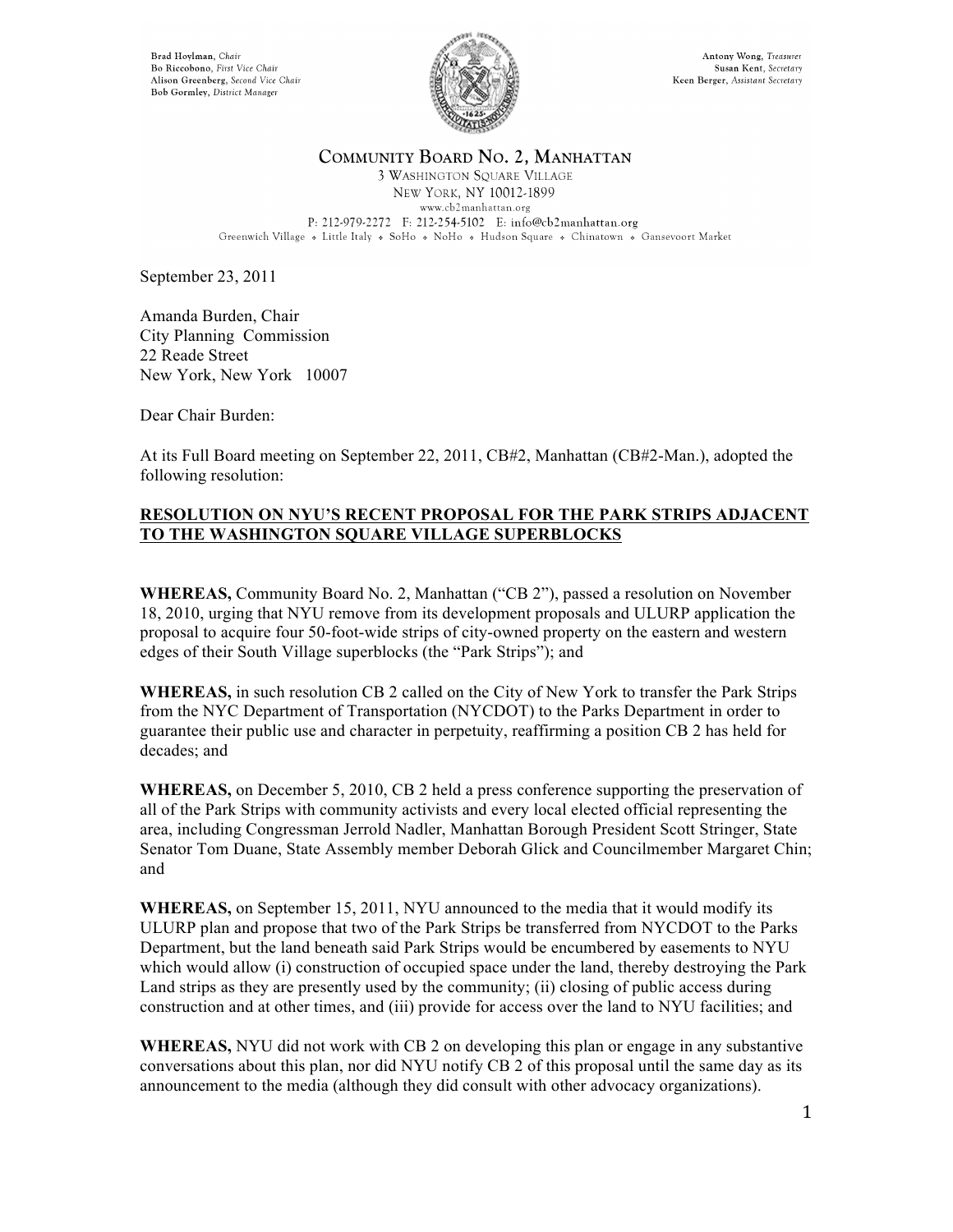Brad Hoylman, *Chair*
Bo Riccobono, *First Vice Chair*
Alison Greenberg, *Second Vice Chair*
Bob Gormley, *District Manager*

Antony Wong, *Treasurer*
Susan Kent, *Secretary*
Keen Berger, *Assistant Secretary*

# COMMUNITY BOARD NO. 2, MANHATTAN

3 WASHINGTON SQUARE VILLAGE
NEW YORK, NY 10012-1899
www.cb2manhattan.org
P: 212-979-2272 F: 212-254-5102 E: info@cb2manhattan.org
Greenwich Village ❖ Little Italy ❖ SoHo ❖ NoHo ❖ Hudson Square ❖ Chinatown ❖ Gansevoort Market

September 23, 2011

Amanda Burden, Chair
City Planning Commission
22 Reade Street
New York, New York 10007

Dear Chair Burden:

At its Full Board meeting on September 22, 2011, CB#2, Manhattan (CB#2-Man.), adopted the following resolution:

**RESOLUTION ON NYU'S RECENT PROPOSAL FOR THE PARK STRIPS ADJACENT TO THE WASHINGTON SQUARE VILLAGE SUPERBLOCKS**

**WHEREAS,** Community Board No. 2, Manhattan ("CB 2"), passed a resolution on November 18, 2010, urging that NYU remove from its development proposals and ULURP application the proposal to acquire four 50-foot-wide strips of city-owned property on the eastern and western edges of their South Village superblocks (the "Park Strips"); and

**WHEREAS,** in such resolution CB 2 called on the City of New York to transfer the Park Strips from the NYC Department of Transportation (NYCDOT) to the Parks Department in order to guarantee their public use and character in perpetuity, reaffirming a position CB 2 has held for decades; and

**WHEREAS,** on December 5, 2010, CB 2 held a press conference supporting the preservation of all of the Park Strips with community activists and every local elected official representing the area, including Congressman Jerrold Nadler, Manhattan Borough President Scott Stringer, State Senator Tom Duane, State Assembly member Deborah Glick and Councilmember Margaret Chin; and

**WHEREAS,** on September 15, 2011, NYU announced to the media that it would modify its ULURP plan and propose that two of the Park Strips be transferred from NYCDOT to the Parks Department, but the land beneath said Park Strips would be encumbered by easements to NYU which would allow (i) construction of occupied space under the land, thereby destroying the Park Land strips as they are presently used by the community; (ii) closing of public access during construction and at other times, and (iii) provide for access over the land to NYU facilities; and

**WHEREAS,** NYU did not work with CB 2 on developing this plan or engage in any substantive conversations about this plan, nor did NYU notify CB 2 of this proposal until the same day as its announcement to the media (although they did consult with other advocacy organizations).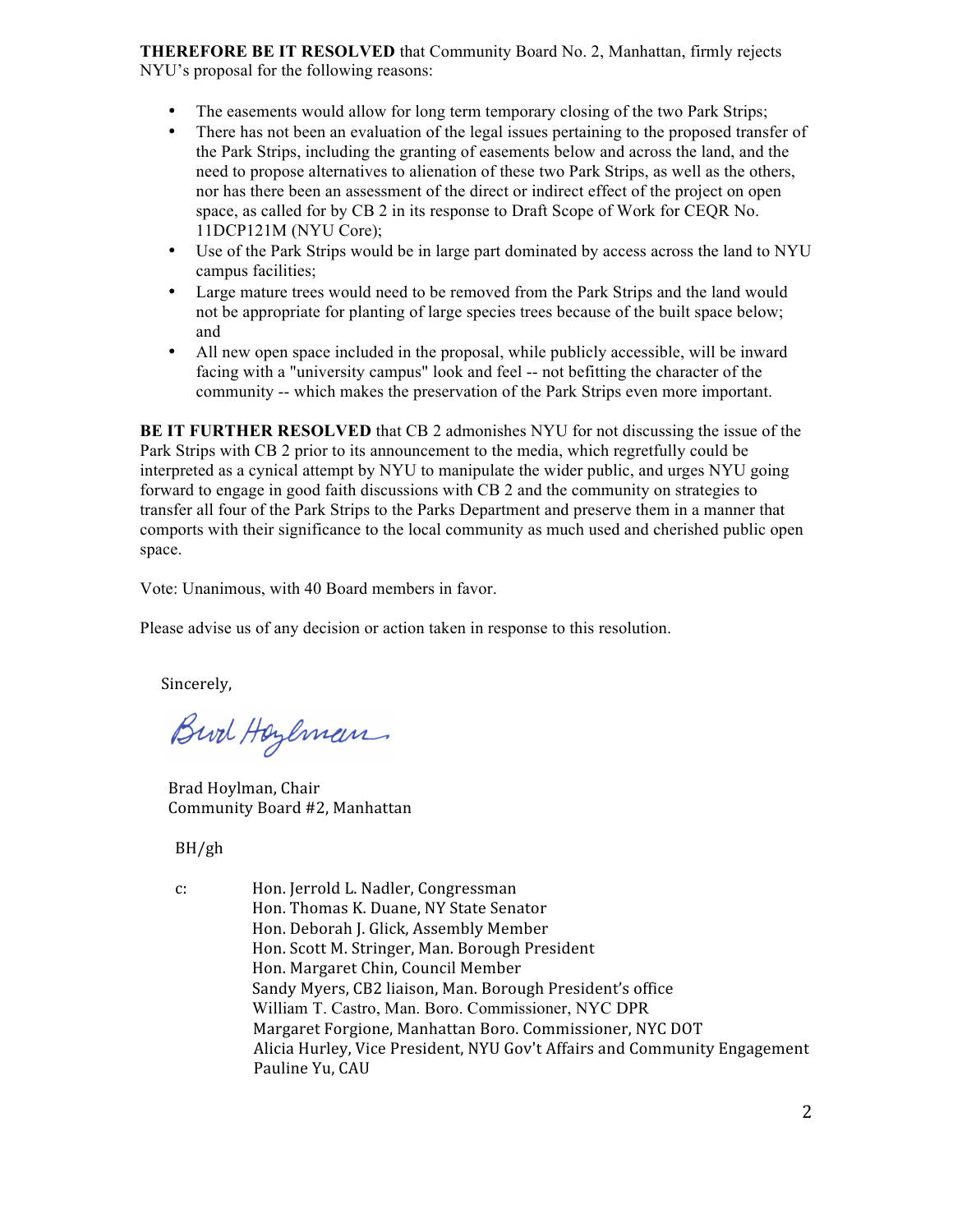**THEREFORE BE IT RESOLVED** that Community Board No. 2, Manhattan, firmly rejects NYU's proposal for the following reasons:

- The easements would allow for long term temporary closing of the two Park Strips;
- There has not been an evaluation of the legal issues pertaining to the proposed transfer of the Park Strips, including the granting of easements below and across the land, and the need to propose alternatives to alienation of these two Park Strips, as well as the others, nor has there been an assessment of the direct or indirect effect of the project on open space, as called for by CB 2 in its response to Draft Scope of Work for CEQR No. 11DCP121M (NYU Core);
- Use of the Park Strips would be in large part dominated by access across the land to NYU campus facilities;
- Large mature trees would need to be removed from the Park Strips and the land would not be appropriate for planting of large species trees because of the built space below; and
- All new open space included in the proposal, while publicly accessible, will be inward facing with a "university campus" look and feel -- not befitting the character of the community -- which makes the preservation of the Park Strips even more important.

**BE IT FURTHER RESOLVED** that CB 2 admonishes NYU for not discussing the issue of the Park Strips with CB 2 prior to its announcement to the media, which regretfully could be interpreted as a cynical attempt by NYU to manipulate the wider public, and urges NYU going forward to engage in good faith discussions with CB 2 and the community on strategies to transfer all four of the Park Strips to the Parks Department and preserve them in a manner that comports with their significance to the local community as much used and cherished public open space.

Vote: Unanimous, with 40 Board members in favor.

Please advise us of any decision or action taken in response to this resolution.

Sincerely,

Brad Hoylman

Brad Hoylman, Chair
Community Board #2, Manhattan

BH/gh

c: Hon. Jerrold L. Nadler, Congressman
Hon. Thomas K. Duane, NY State Senator
Hon. Deborah J. Glick, Assembly Member
Hon. Scott M. Stringer, Man. Borough President
Hon. Margaret Chin, Council Member
Sandy Myers, CB2 liaison, Man. Borough President's office
William T. Castro, Man. Boro. Commissioner, NYC DPR
Margaret Forgione, Manhattan Boro. Commissioner, NYC DOT
Alicia Hurley, Vice President, NYU Gov't Affairs and Community Engagement
Pauline Yu, CAU